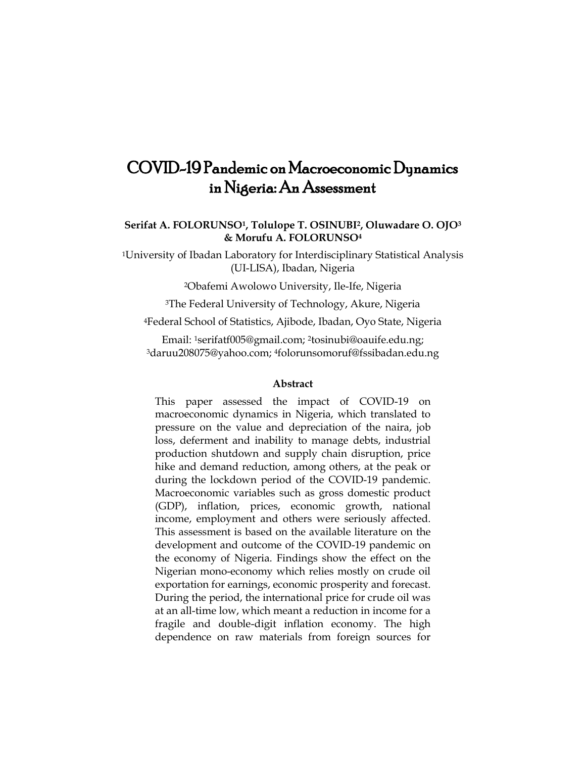# COVID-19 Pandemic on Macroeconomic Dynamics in Nigeria: An Assessment

**Serifat A. FOLORUNSO[1], Tolulope T. OSINUBI[2], Oluwadare O. OJO[3] & Morufu A. FOLORUNSO[4]**

[1]University of Ibadan Laboratory for Interdisciplinary Statistical Analysis (UI-LISA), Ibadan, Nigeria

[2]Obafemi Awolowo University, Ile-Ife, Nigeria

[3]The Federal University of Technology, Akure, Nigeria

[4]Federal School of Statistics, Ajibode, Ibadan, Oyo State, Nigeria

Email: [1]serifatf005@gmail.com; [2]tosinubi@oauife.edu.ng; [3]daruu208075@yahoo.com; [4]folorunsomoruf@fssibadan.edu.ng

## Abstract

This paper assessed the impact of COVID-19 on macroeconomic dynamics in Nigeria, which translated to pressure on the value and depreciation of the naira, job loss, deferment and inability to manage debts, industrial production shutdown and supply chain disruption, price hike and demand reduction, among others, at the peak or during the lockdown period of the COVID-19 pandemic. Macroeconomic variables such as gross domestic product (GDP), inflation, prices, economic growth, national income, employment and others were seriously affected. This assessment is based on the available literature on the development and outcome of the COVID-19 pandemic on the economy of Nigeria. Findings show the effect on the Nigerian mono-economy which relies mostly on crude oil exportation for earnings, economic prosperity and forecast. During the period, the international price for crude oil was at an all-time low, which meant a reduction in income for a fragile and double-digit inflation economy. The high dependence on raw materials from foreign sources for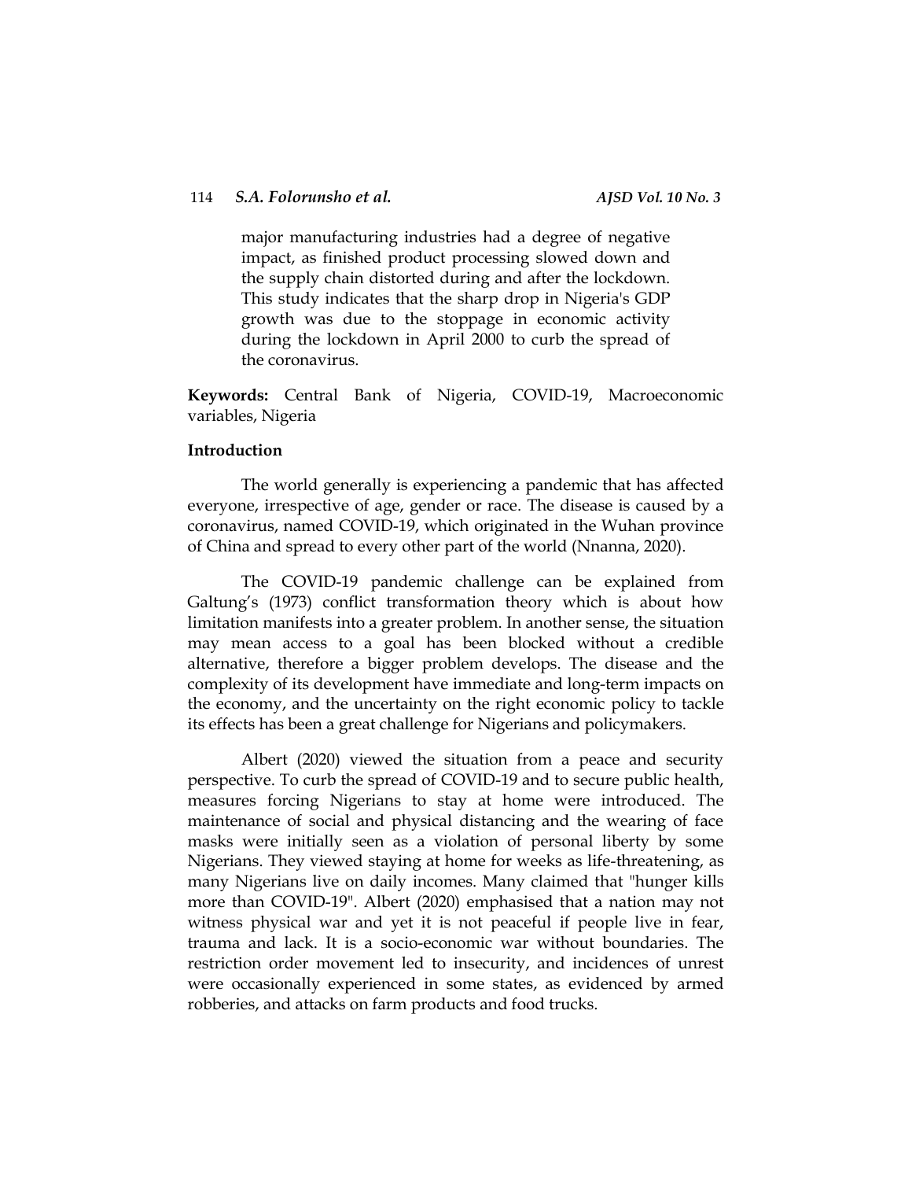major manufacturing industries had a degree of negative impact, as finished product processing slowed down and the supply chain distorted during and after the lockdown. This study indicates that the sharp drop in Nigeria's GDP growth was due to the stoppage in economic activity during the lockdown in April 2000 to curb the spread of the coronavirus.

**Keywords:** Central Bank of Nigeria, COVID-19, Macroeconomic variables, Nigeria

## Introduction

The world generally is experiencing a pandemic that has affected everyone, irrespective of age, gender or race. The disease is caused by a coronavirus, named COVID-19, which originated in the Wuhan province of China and spread to every other part of the world (Nnanna, 2020).

The COVID-19 pandemic challenge can be explained from Galtung's (1973) conflict transformation theory which is about how limitation manifests into a greater problem. In another sense, the situation may mean access to a goal has been blocked without a credible alternative, therefore a bigger problem develops. The disease and the complexity of its development have immediate and long-term impacts on the economy, and the uncertainty on the right economic policy to tackle its effects has been a great challenge for Nigerians and policymakers.

Albert (2020) viewed the situation from a peace and security perspective. To curb the spread of COVID-19 and to secure public health, measures forcing Nigerians to stay at home were introduced. The maintenance of social and physical distancing and the wearing of face masks were initially seen as a violation of personal liberty by some Nigerians. They viewed staying at home for weeks as life-threatening, as many Nigerians live on daily incomes. Many claimed that "hunger kills more than COVID-19". Albert (2020) emphasised that a nation may not witness physical war and yet it is not peaceful if people live in fear, trauma and lack. It is a socio-economic war without boundaries. The restriction order movement led to insecurity, and incidences of unrest were occasionally experienced in some states, as evidenced by armed robberies, and attacks on farm products and food trucks.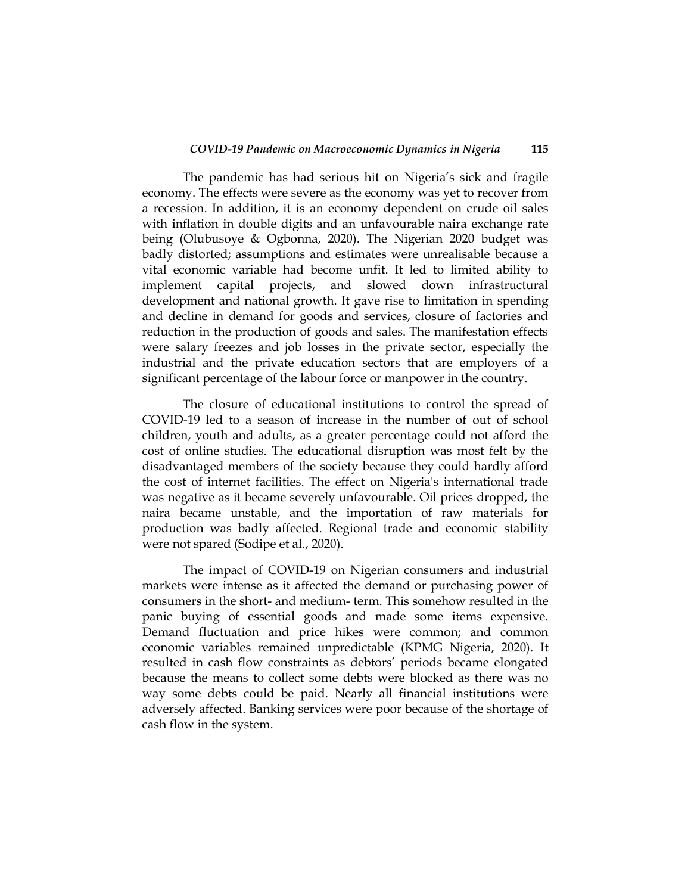The pandemic has had serious hit on Nigeria's sick and fragile economy. The effects were severe as the economy was yet to recover from a recession. In addition, it is an economy dependent on crude oil sales with inflation in double digits and an unfavourable naira exchange rate being (Olubusoye & Ogbonna, 2020). The Nigerian 2020 budget was badly distorted; assumptions and estimates were unrealisable because a vital economic variable had become unfit. It led to limited ability to implement capital projects, and slowed down infrastructural development and national growth. It gave rise to limitation in spending and decline in demand for goods and services, closure of factories and reduction in the production of goods and sales. The manifestation effects were salary freezes and job losses in the private sector, especially the industrial and the private education sectors that are employers of a significant percentage of the labour force or manpower in the country.

The closure of educational institutions to control the spread of COVID-19 led to a season of increase in the number of out of school children, youth and adults, as a greater percentage could not afford the cost of online studies. The educational disruption was most felt by the disadvantaged members of the society because they could hardly afford the cost of internet facilities. The effect on Nigeria's international trade was negative as it became severely unfavourable. Oil prices dropped, the naira became unstable, and the importation of raw materials for production was badly affected. Regional trade and economic stability were not spared (Sodipe et al., 2020).

The impact of COVID-19 on Nigerian consumers and industrial markets were intense as it affected the demand or purchasing power of consumers in the short- and medium- term. This somehow resulted in the panic buying of essential goods and made some items expensive. Demand fluctuation and price hikes were common; and common economic variables remained unpredictable (KPMG Nigeria, 2020). It resulted in cash flow constraints as debtors' periods became elongated because the means to collect some debts were blocked as there was no way some debts could be paid. Nearly all financial institutions were adversely affected. Banking services were poor because of the shortage of cash flow in the system.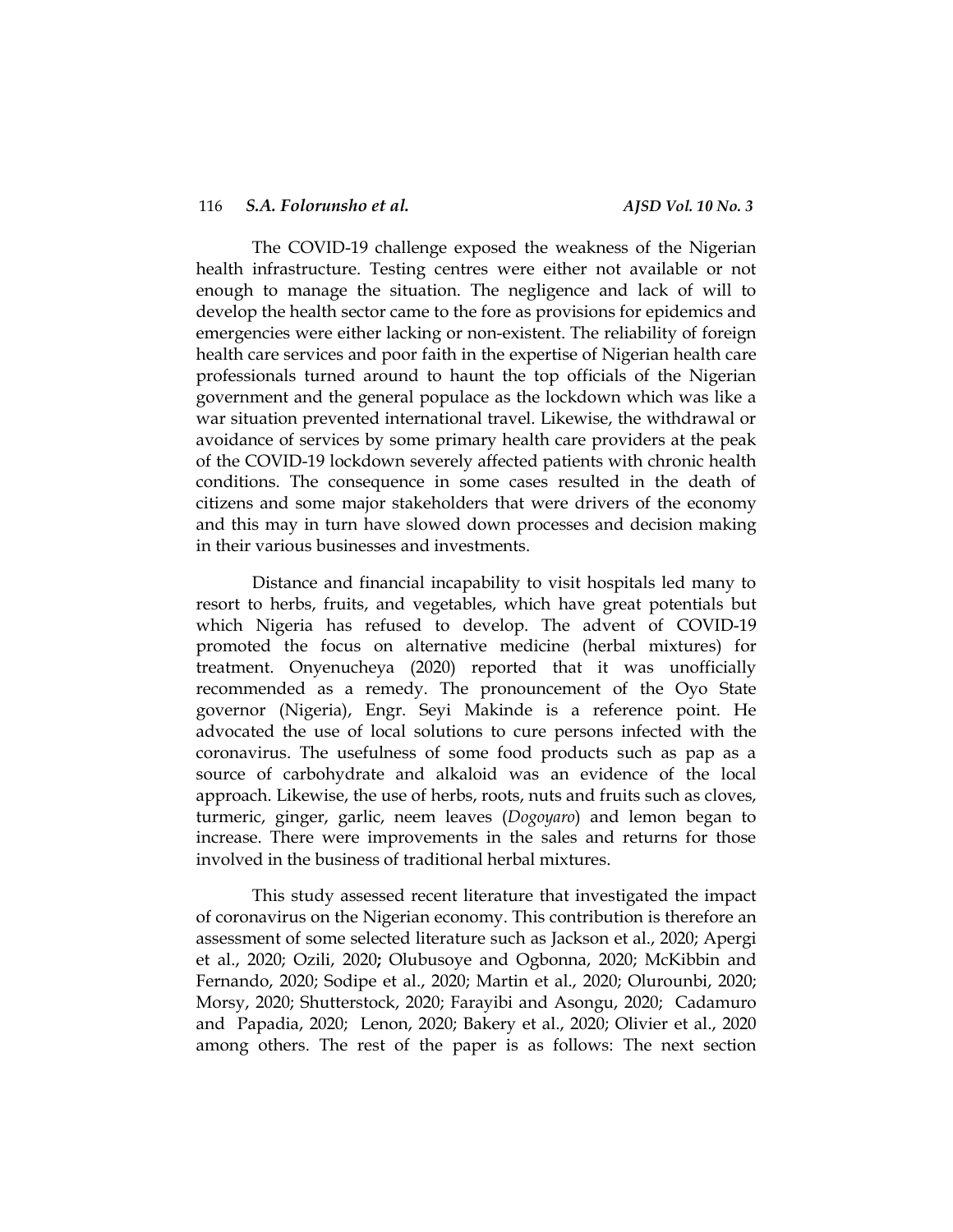The COVID-19 challenge exposed the weakness of the Nigerian health infrastructure. Testing centres were either not available or not enough to manage the situation. The negligence and lack of will to develop the health sector came to the fore as provisions for epidemics and emergencies were either lacking or non-existent. The reliability of foreign health care services and poor faith in the expertise of Nigerian health care professionals turned around to haunt the top officials of the Nigerian government and the general populace as the lockdown which was like a war situation prevented international travel. Likewise, the withdrawal or avoidance of services by some primary health care providers at the peak of the COVID-19 lockdown severely affected patients with chronic health conditions. The consequence in some cases resulted in the death of citizens and some major stakeholders that were drivers of the economy and this may in turn have slowed down processes and decision making in their various businesses and investments.

Distance and financial incapability to visit hospitals led many to resort to herbs, fruits, and vegetables, which have great potentials but which Nigeria has refused to develop. The advent of COVID-19 promoted the focus on alternative medicine (herbal mixtures) for treatment. Onyenucheya (2020) reported that it was unofficially recommended as a remedy. The pronouncement of the Oyo State governor (Nigeria), Engr. Seyi Makinde is a reference point. He advocated the use of local solutions to cure persons infected with the coronavirus. The usefulness of some food products such as pap as a source of carbohydrate and alkaloid was an evidence of the local approach. Likewise, the use of herbs, roots, nuts and fruits such as cloves, turmeric, ginger, garlic, neem leaves (*Dogoyaro*) and lemon began to increase. There were improvements in the sales and returns for those involved in the business of traditional herbal mixtures.

This study assessed recent literature that investigated the impact of coronavirus on the Nigerian economy. This contribution is therefore an assessment of some selected literature such as Jackson et al., 2020; Apergi et al., 2020; Ozili, 2020**;** Olubusoye and Ogbonna, 2020; McKibbin and Fernando, 2020; Sodipe et al., 2020; Martin et al., 2020; Olurounbi, 2020; Morsy, 2020; Shutterstock, 2020; Farayibi and Asongu, 2020; Cadamuro and Papadia, 2020; Lenon, 2020; Bakery et al., 2020; Olivier et al., 2020 among others. The rest of the paper is as follows: The next section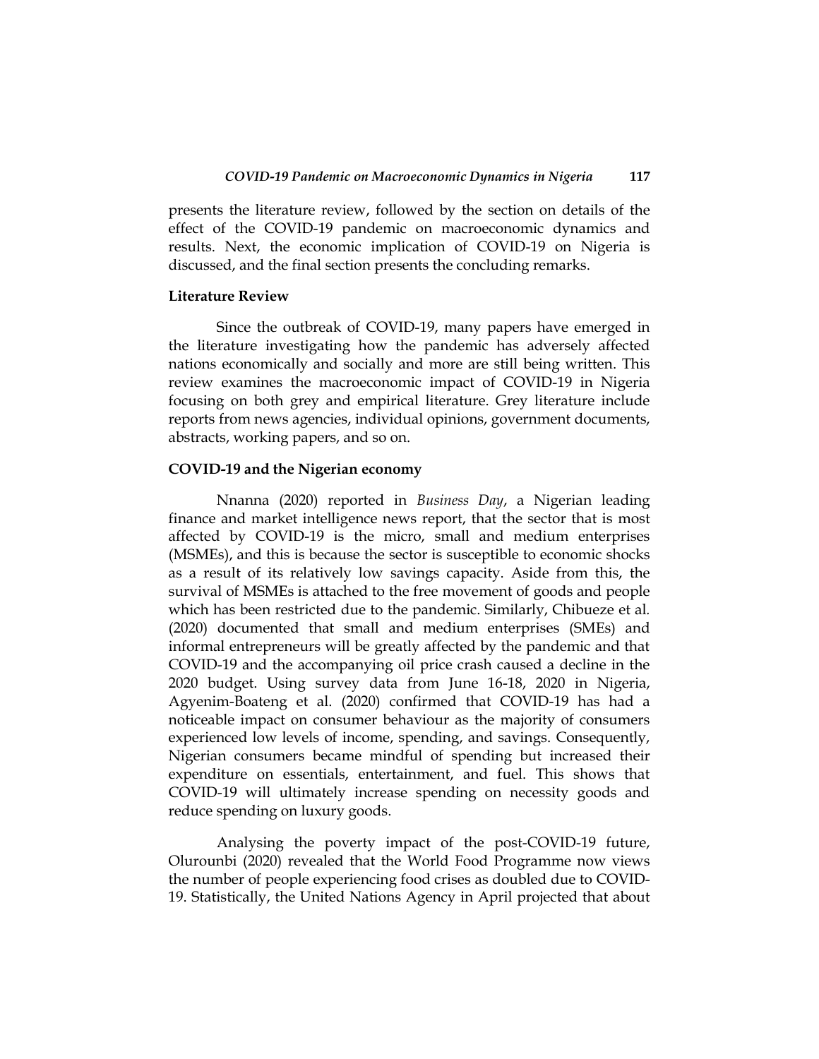presents the literature review, followed by the section on details of the effect of the COVID-19 pandemic on macroeconomic dynamics and results. Next, the economic implication of COVID-19 on Nigeria is discussed, and the final section presents the concluding remarks.

## Literature Review

Since the outbreak of COVID-19, many papers have emerged in the literature investigating how the pandemic has adversely affected nations economically and socially and more are still being written. This review examines the macroeconomic impact of COVID-19 in Nigeria focusing on both grey and empirical literature. Grey literature include reports from news agencies, individual opinions, government documents, abstracts, working papers, and so on.

### COVID-19 and the Nigerian economy

Nnanna (2020) reported in *Business Day*, a Nigerian leading finance and market intelligence news report, that the sector that is most affected by COVID-19 is the micro, small and medium enterprises (MSMEs), and this is because the sector is susceptible to economic shocks as a result of its relatively low savings capacity. Aside from this, the survival of MSMEs is attached to the free movement of goods and people which has been restricted due to the pandemic. Similarly, Chibueze et al. (2020) documented that small and medium enterprises (SMEs) and informal entrepreneurs will be greatly affected by the pandemic and that COVID-19 and the accompanying oil price crash caused a decline in the 2020 budget. Using survey data from June 16-18, 2020 in Nigeria, Agyenim-Boateng et al. (2020) confirmed that COVID-19 has had a noticeable impact on consumer behaviour as the majority of consumers experienced low levels of income, spending, and savings. Consequently, Nigerian consumers became mindful of spending but increased their expenditure on essentials, entertainment, and fuel. This shows that COVID-19 will ultimately increase spending on necessity goods and reduce spending on luxury goods.

Analysing the poverty impact of the post-COVID-19 future, Olurounbi (2020) revealed that the World Food Programme now views the number of people experiencing food crises as doubled due to COVID-19. Statistically, the United Nations Agency in April projected that about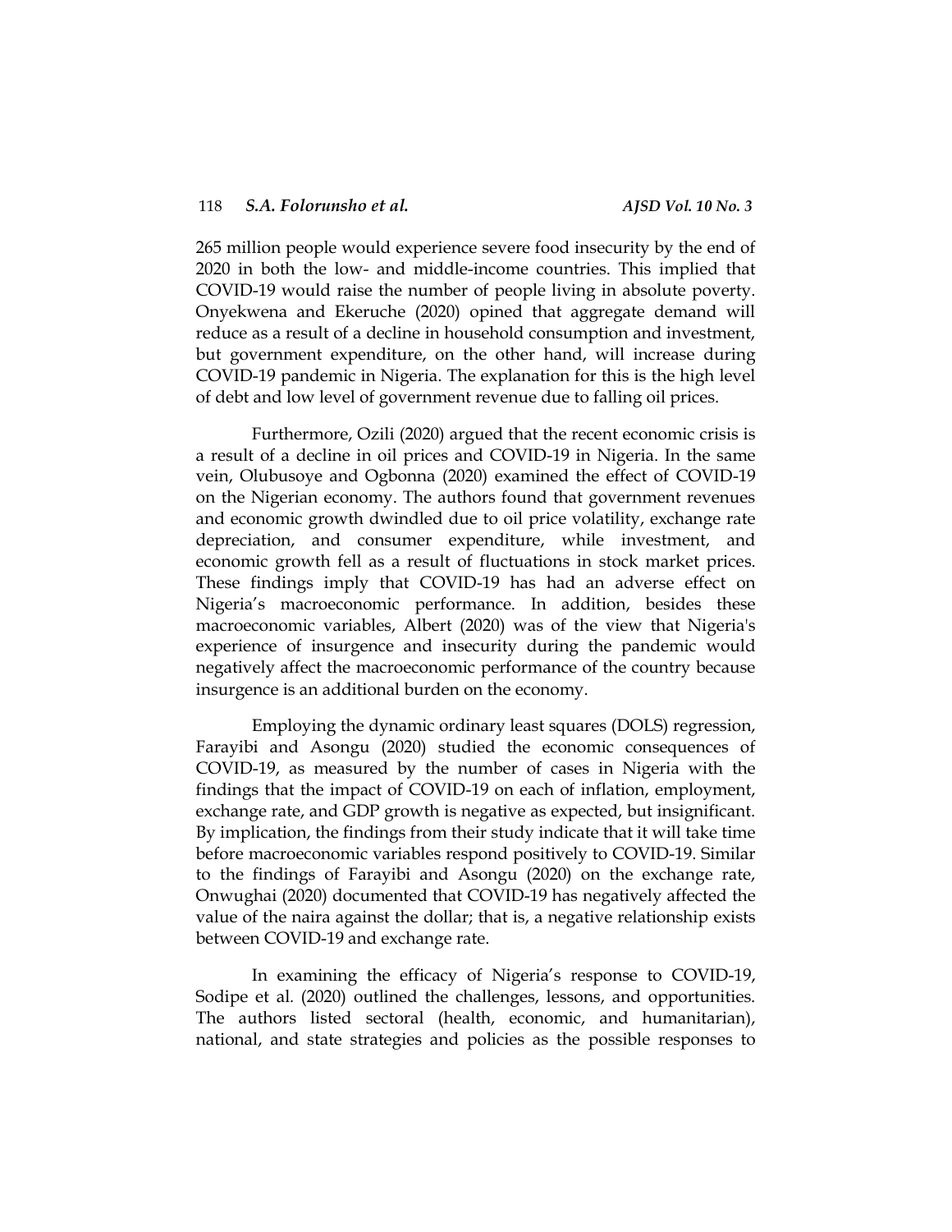265 million people would experience severe food insecurity by the end of 2020 in both the low- and middle-income countries. This implied that COVID-19 would raise the number of people living in absolute poverty. Onyekwena and Ekeruche (2020) opined that aggregate demand will reduce as a result of a decline in household consumption and investment, but government expenditure, on the other hand, will increase during COVID-19 pandemic in Nigeria. The explanation for this is the high level of debt and low level of government revenue due to falling oil prices.

Furthermore, Ozili (2020) argued that the recent economic crisis is a result of a decline in oil prices and COVID-19 in Nigeria. In the same vein, Olubusoye and Ogbonna (2020) examined the effect of COVID-19 on the Nigerian economy. The authors found that government revenues and economic growth dwindled due to oil price volatility, exchange rate depreciation, and consumer expenditure, while investment, and economic growth fell as a result of fluctuations in stock market prices. These findings imply that COVID-19 has had an adverse effect on Nigeria's macroeconomic performance. In addition, besides these macroeconomic variables, Albert (2020) was of the view that Nigeria's experience of insurgence and insecurity during the pandemic would negatively affect the macroeconomic performance of the country because insurgence is an additional burden on the economy.

Employing the dynamic ordinary least squares (DOLS) regression, Farayibi and Asongu (2020) studied the economic consequences of COVID-19, as measured by the number of cases in Nigeria with the findings that the impact of COVID-19 on each of inflation, employment, exchange rate, and GDP growth is negative as expected, but insignificant. By implication, the findings from their study indicate that it will take time before macroeconomic variables respond positively to COVID-19. Similar to the findings of Farayibi and Asongu (2020) on the exchange rate, Onwughai (2020) documented that COVID-19 has negatively affected the value of the naira against the dollar; that is, a negative relationship exists between COVID-19 and exchange rate.

In examining the efficacy of Nigeria's response to COVID-19, Sodipe et al. (2020) outlined the challenges, lessons, and opportunities. The authors listed sectoral (health, economic, and humanitarian), national, and state strategies and policies as the possible responses to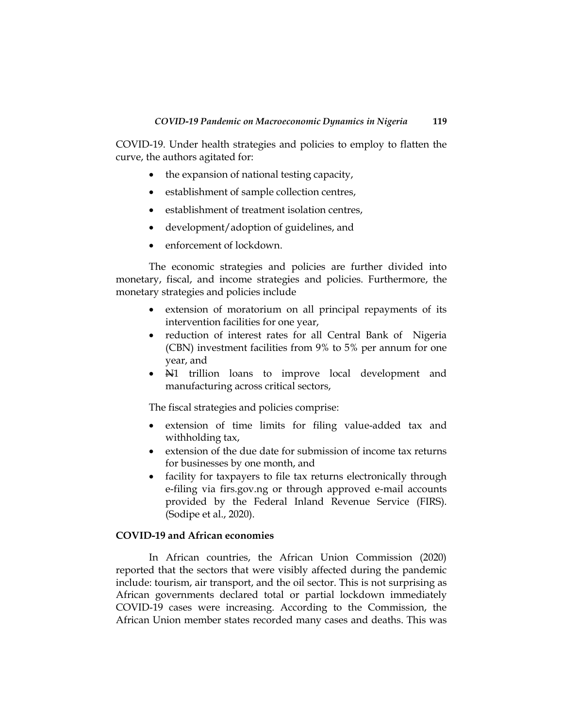COVID-19. Under health strategies and policies to employ to flatten the curve, the authors agitated for:

- the expansion of national testing capacity,
- establishment of sample collection centres,
- establishment of treatment isolation centres,
- development/adoption of guidelines, and
- enforcement of lockdown.

The economic strategies and policies are further divided into monetary, fiscal, and income strategies and policies. Furthermore, the monetary strategies and policies include

- extension of moratorium on all principal repayments of its intervention facilities for one year,
- reduction of interest rates for all Central Bank of Nigeria (CBN) investment facilities from 9% to 5% per annum for one year, and
- ₦1 trillion loans to improve local development and manufacturing across critical sectors,

The fiscal strategies and policies comprise:

- extension of time limits for filing value-added tax and withholding tax,
- extension of the due date for submission of income tax returns for businesses by one month, and
- facility for taxpayers to file tax returns electronically through e-filing via firs.gov.ng or through approved e-mail accounts provided by the Federal Inland Revenue Service (FIRS). (Sodipe et al., 2020).

**COVID-19 and African economies**

In African countries, the African Union Commission (2020) reported that the sectors that were visibly affected during the pandemic include: tourism, air transport, and the oil sector. This is not surprising as African governments declared total or partial lockdown immediately COVID-19 cases were increasing. According to the Commission, the African Union member states recorded many cases and deaths. This was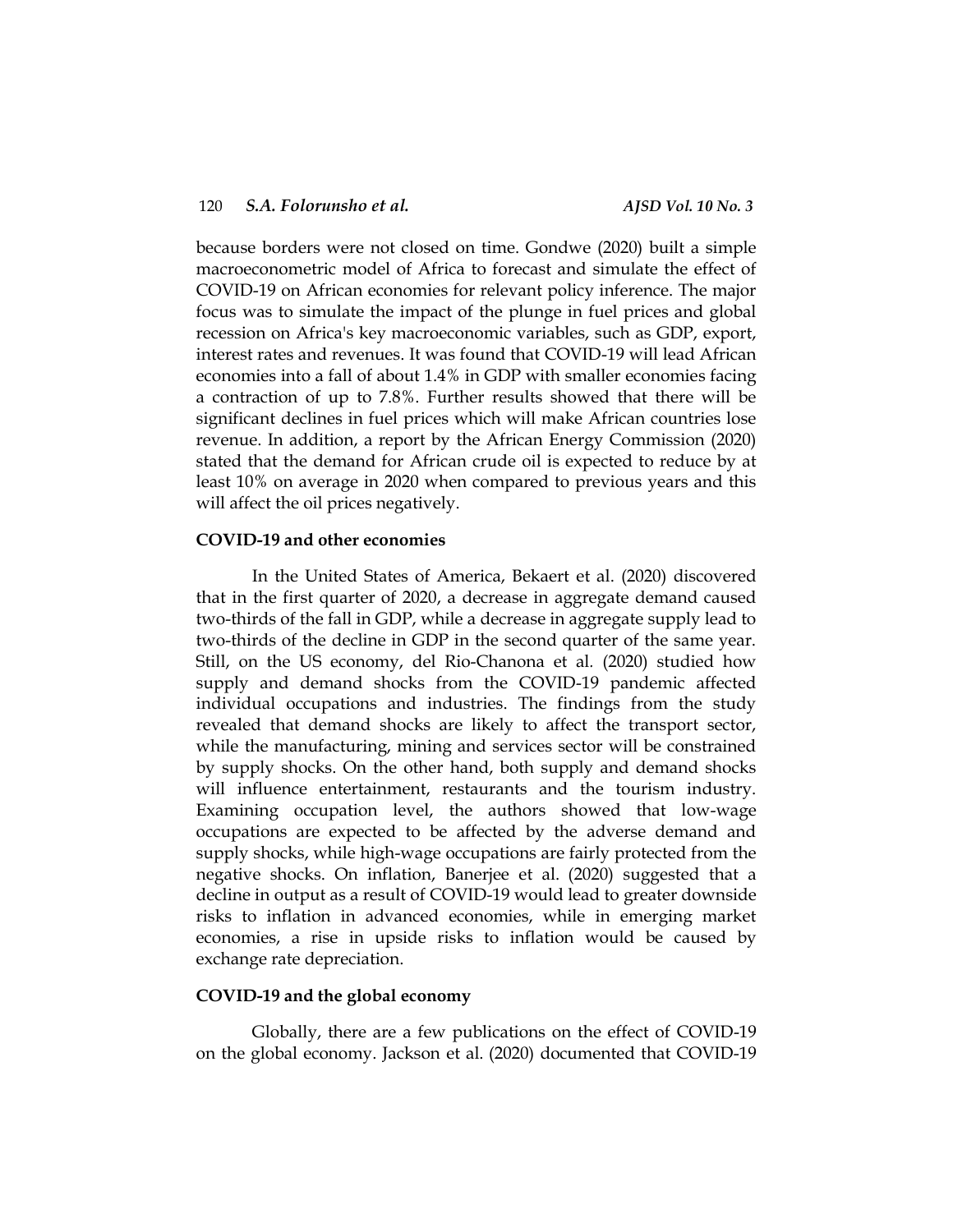because borders were not closed on time. Gondwe (2020) built a simple macroeconometric model of Africa to forecast and simulate the effect of COVID-19 on African economies for relevant policy inference. The major focus was to simulate the impact of the plunge in fuel prices and global recession on Africa's key macroeconomic variables, such as GDP, export, interest rates and revenues. It was found that COVID-19 will lead African economies into a fall of about 1.4% in GDP with smaller economies facing a contraction of up to 7.8%. Further results showed that there will be significant declines in fuel prices which will make African countries lose revenue. In addition, a report by the African Energy Commission (2020) stated that the demand for African crude oil is expected to reduce by at least 10% on average in 2020 when compared to previous years and this will affect the oil prices negatively.

### COVID-19 and other economies

In the United States of America, Bekaert et al. (2020) discovered that in the first quarter of 2020, a decrease in aggregate demand caused two-thirds of the fall in GDP, while a decrease in aggregate supply lead to two-thirds of the decline in GDP in the second quarter of the same year. Still, on the US economy, del Rio-Chanona et al. (2020) studied how supply and demand shocks from the COVID-19 pandemic affected individual occupations and industries. The findings from the study revealed that demand shocks are likely to affect the transport sector, while the manufacturing, mining and services sector will be constrained by supply shocks. On the other hand, both supply and demand shocks will influence entertainment, restaurants and the tourism industry. Examining occupation level, the authors showed that low-wage occupations are expected to be affected by the adverse demand and supply shocks, while high-wage occupations are fairly protected from the negative shocks. On inflation, Banerjee et al. (2020) suggested that a decline in output as a result of COVID-19 would lead to greater downside risks to inflation in advanced economies, while in emerging market economies, a rise in upside risks to inflation would be caused by exchange rate depreciation.

### COVID-19 and the global economy

Globally, there are a few publications on the effect of COVID-19 on the global economy. Jackson et al. (2020) documented that COVID-19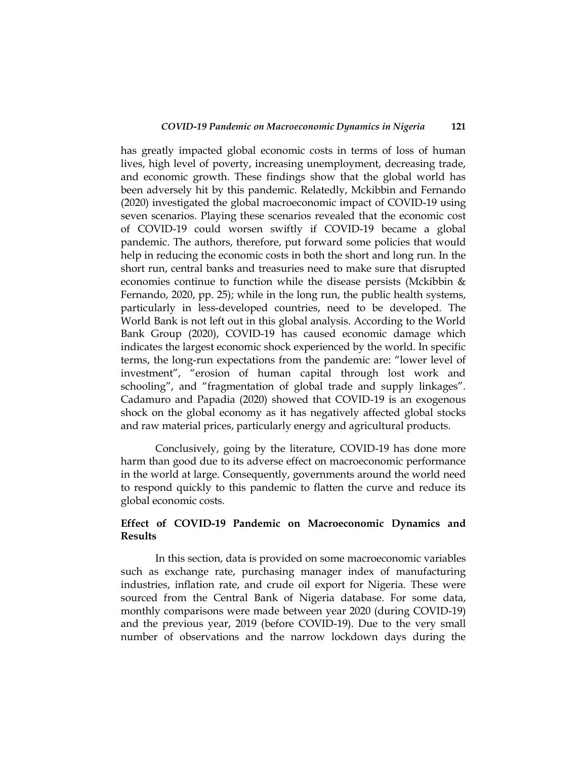has greatly impacted global economic costs in terms of loss of human lives, high level of poverty, increasing unemployment, decreasing trade, and economic growth. These findings show that the global world has been adversely hit by this pandemic. Relatedly, Mckibbin and Fernando (2020) investigated the global macroeconomic impact of COVID-19 using seven scenarios. Playing these scenarios revealed that the economic cost of COVID-19 could worsen swiftly if COVID-19 became a global pandemic. The authors, therefore, put forward some policies that would help in reducing the economic costs in both the short and long run. In the short run, central banks and treasuries need to make sure that disrupted economies continue to function while the disease persists (Mckibbin & Fernando, 2020, pp. 25); while in the long run, the public health systems, particularly in less-developed countries, need to be developed. The World Bank is not left out in this global analysis. According to the World Bank Group (2020), COVID-19 has caused economic damage which indicates the largest economic shock experienced by the world. In specific terms, the long-run expectations from the pandemic are: "lower level of investment", "erosion of human capital through lost work and schooling", and "fragmentation of global trade and supply linkages". Cadamuro and Papadia (2020) showed that COVID-19 is an exogenous shock on the global economy as it has negatively affected global stocks and raw material prices, particularly energy and agricultural products.

Conclusively, going by the literature, COVID-19 has done more harm than good due to its adverse effect on macroeconomic performance in the world at large. Consequently, governments around the world need to respond quickly to this pandemic to flatten the curve and reduce its global economic costs.

## Effect of COVID-19 Pandemic on Macroeconomic Dynamics and Results

In this section, data is provided on some macroeconomic variables such as exchange rate, purchasing manager index of manufacturing industries, inflation rate, and crude oil export for Nigeria. These were sourced from the Central Bank of Nigeria database. For some data, monthly comparisons were made between year 2020 (during COVID-19) and the previous year, 2019 (before COVID-19). Due to the very small number of observations and the narrow lockdown days during the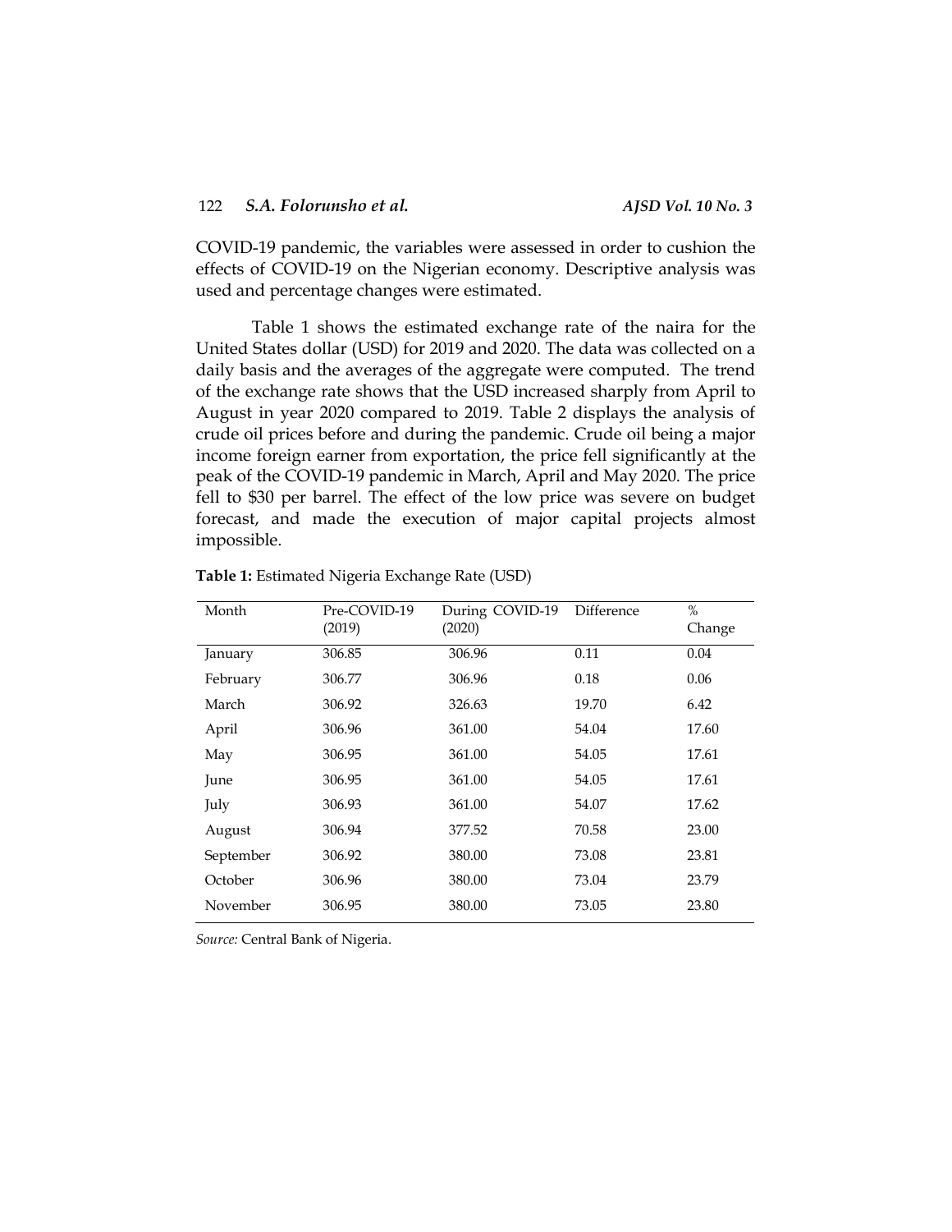COVID-19 pandemic, the variables were assessed in order to cushion the effects of COVID-19 on the Nigerian economy. Descriptive analysis was used and percentage changes were estimated.

Table 1 shows the estimated exchange rate of the naira for the United States dollar (USD) for 2019 and 2020. The data was collected on a daily basis and the averages of the aggregate were computed. The trend of the exchange rate shows that the USD increased sharply from April to August in year 2020 compared to 2019. Table 2 displays the analysis of crude oil prices before and during the pandemic. Crude oil being a major income foreign earner from exportation, the price fell significantly at the peak of the COVID-19 pandemic in March, April and May 2020. The price fell to $30 per barrel. The effect of the low price was severe on budget forecast, and made the execution of major capital projects almost impossible.

**Table 1:** Estimated Nigeria Exchange Rate (USD)

| Month | Pre-COVID-19 (2019) | During COVID-19 (2020) | Difference | % Change |
|---|---|---|---|---|
| January | 306.85 | 306.96 | 0.11 | 0.04 |
| February | 306.77 | 306.96 | 0.18 | 0.06 |
| March | 306.92 | 326.63 | 19.70 | 6.42 |
| April | 306.96 | 361.00 | 54.04 | 17.60 |
| May | 306.95 | 361.00 | 54.05 | 17.61 |
| June | 306.95 | 361.00 | 54.05 | 17.61 |
| July | 306.93 | 361.00 | 54.07 | 17.62 |
| August | 306.94 | 377.52 | 70.58 | 23.00 |
| September | 306.92 | 380.00 | 73.08 | 23.81 |
| October | 306.96 | 380.00 | 73.04 | 23.79 |
| November | 306.95 | 380.00 | 73.05 | 23.80 |

*Source:* Central Bank of Nigeria.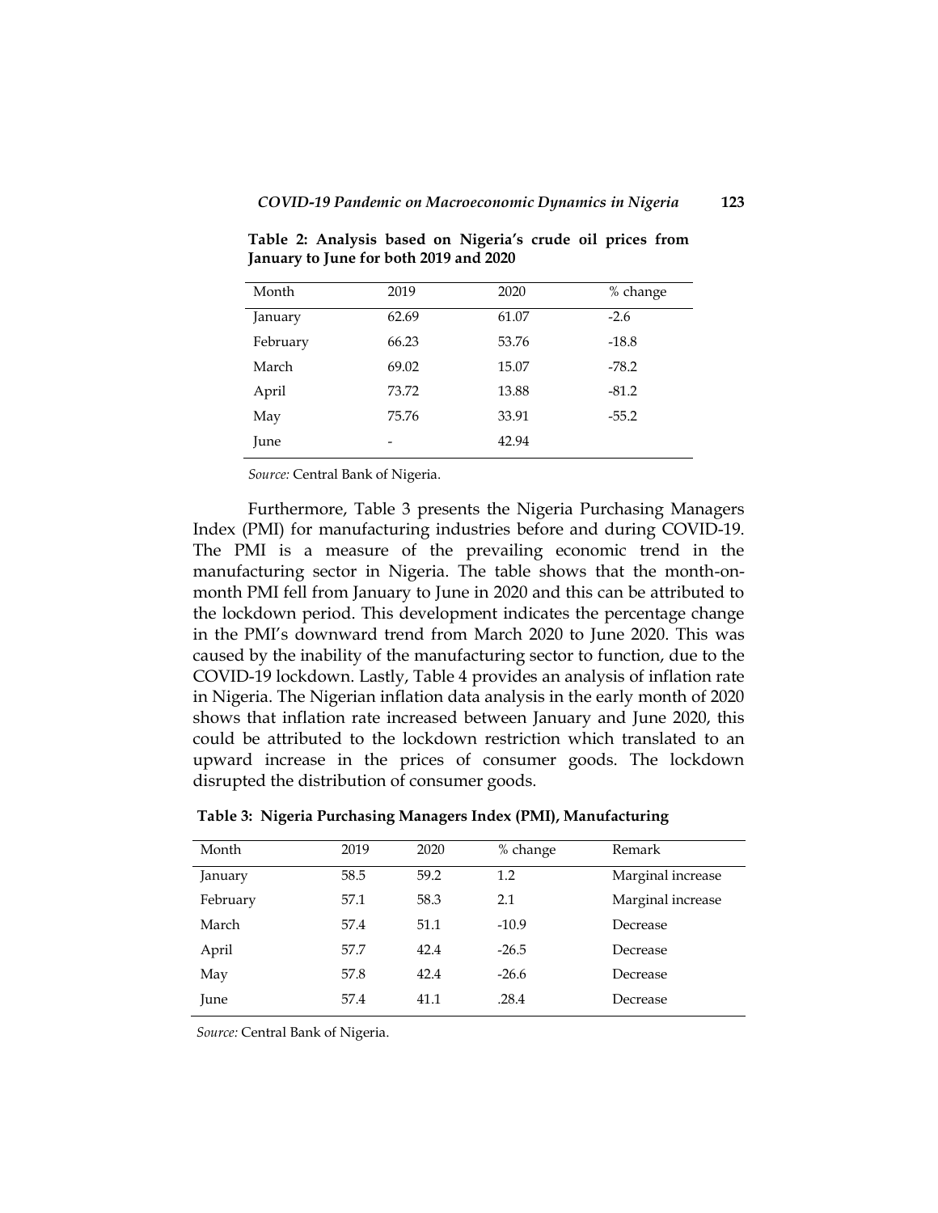**Table 2: Analysis based on Nigeria's crude oil prices from January to June for both 2019 and 2020**

| Month | 2019 | 2020 | % change |
|---|---|---|---|
| January | 62.69 | 61.07 | -2.6 |
| February | 66.23 | 53.76 | -18.8 |
| March | 69.02 | 15.07 | -78.2 |
| April | 73.72 | 13.88 | -81.2 |
| May | 75.76 | 33.91 | -55.2 |
| June | - | 42.94 | |

*Source:* Central Bank of Nigeria.

Furthermore, Table 3 presents the Nigeria Purchasing Managers Index (PMI) for manufacturing industries before and during COVID-19. The PMI is a measure of the prevailing economic trend in the manufacturing sector in Nigeria. The table shows that the month-on-month PMI fell from January to June in 2020 and this can be attributed to the lockdown period. This development indicates the percentage change in the PMI's downward trend from March 2020 to June 2020. This was caused by the inability of the manufacturing sector to function, due to the COVID-19 lockdown. Lastly, Table 4 provides an analysis of inflation rate in Nigeria. The Nigerian inflation data analysis in the early month of 2020 shows that inflation rate increased between January and June 2020, this could be attributed to the lockdown restriction which translated to an upward increase in the prices of consumer goods. The lockdown disrupted the distribution of consumer goods.

**Table 3: Nigeria Purchasing Managers Index (PMI), Manufacturing**

| Month | 2019 | 2020 | % change | Remark |
|---|---|---|---|---|
| January | 58.5 | 59.2 | 1.2 | Marginal increase |
| February | 57.1 | 58.3 | 2.1 | Marginal increase |
| March | 57.4 | 51.1 | -10.9 | Decrease |
| April | 57.7 | 42.4 | -26.5 | Decrease |
| May | 57.8 | 42.4 | -26.6 | Decrease |
| June | 57.4 | 41.1 | .28.4 | Decrease |

*Source:* Central Bank of Nigeria.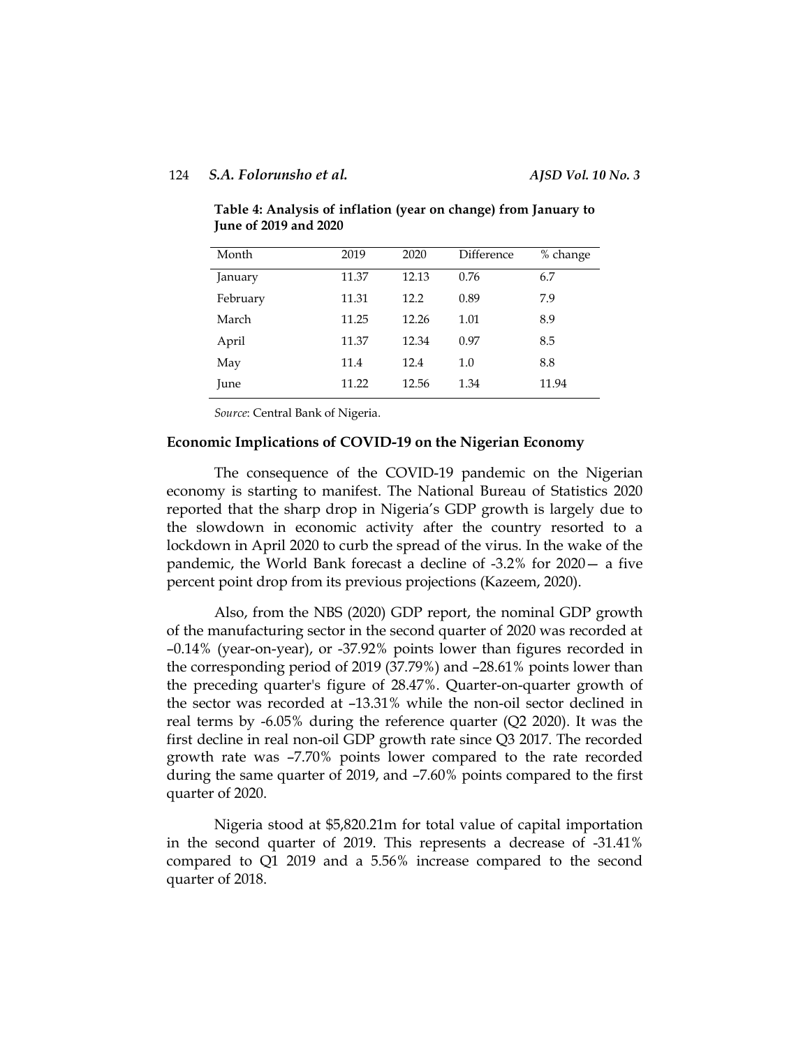**Table 4: Analysis of inflation (year on change) from January to June of 2019 and 2020**

| Month | 2019 | 2020 | Difference | % change |
|---|---|---|---|---|
| January | 11.37 | 12.13 | 0.76 | 6.7 |
| February | 11.31 | 12.2 | 0.89 | 7.9 |
| March | 11.25 | 12.26 | 1.01 | 8.9 |
| April | 11.37 | 12.34 | 0.97 | 8.5 |
| May | 11.4 | 12.4 | 1.0 | 8.8 |
| June | 11.22 | 12.56 | 1.34 | 11.94 |

*Source*: Central Bank of Nigeria.

## Economic Implications of COVID-19 on the Nigerian Economy

The consequence of the COVID-19 pandemic on the Nigerian economy is starting to manifest. The National Bureau of Statistics 2020 reported that the sharp drop in Nigeria's GDP growth is largely due to the slowdown in economic activity after the country resorted to a lockdown in April 2020 to curb the spread of the virus. In the wake of the pandemic, the World Bank forecast a decline of -3.2% for 2020— a five percent point drop from its previous projections (Kazeem, 2020).

Also, from the NBS (2020) GDP report, the nominal GDP growth of the manufacturing sector in the second quarter of 2020 was recorded at –0.14% (year-on-year), or -37.92% points lower than figures recorded in the corresponding period of 2019 (37.79%) and –28.61% points lower than the preceding quarter's figure of 28.47%. Quarter-on-quarter growth of the sector was recorded at –13.31% while the non-oil sector declined in real terms by -6.05% during the reference quarter (Q2 2020). It was the first decline in real non-oil GDP growth rate since Q3 2017. The recorded growth rate was –7.70% points lower compared to the rate recorded during the same quarter of 2019, and –7.60% points compared to the first quarter of 2020.

Nigeria stood at $5,820.21m for total value of capital importation in the second quarter of 2019. This represents a decrease of -31.41% compared to Q1 2019 and a 5.56% increase compared to the second quarter of 2018.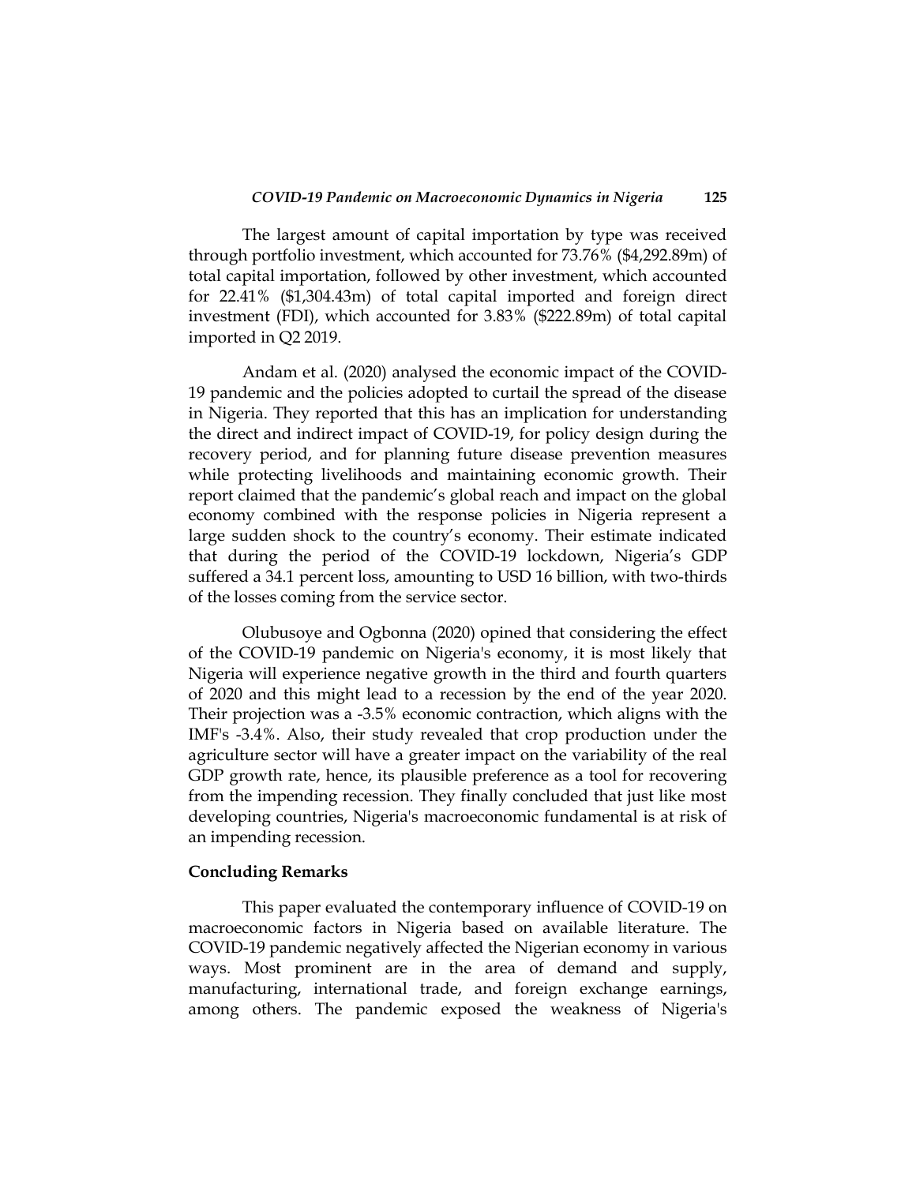The largest amount of capital importation by type was received through portfolio investment, which accounted for 73.76% ($4,292.89m) of total capital importation, followed by other investment, which accounted for 22.41% ($1,304.43m) of total capital imported and foreign direct investment (FDI), which accounted for 3.83% ($222.89m) of total capital imported in Q2 2019.

Andam et al. (2020) analysed the economic impact of the COVID-19 pandemic and the policies adopted to curtail the spread of the disease in Nigeria. They reported that this has an implication for understanding the direct and indirect impact of COVID-19, for policy design during the recovery period, and for planning future disease prevention measures while protecting livelihoods and maintaining economic growth. Their report claimed that the pandemic's global reach and impact on the global economy combined with the response policies in Nigeria represent a large sudden shock to the country's economy. Their estimate indicated that during the period of the COVID-19 lockdown, Nigeria's GDP suffered a 34.1 percent loss, amounting to USD 16 billion, with two-thirds of the losses coming from the service sector.

Olubusoye and Ogbonna (2020) opined that considering the effect of the COVID-19 pandemic on Nigeria's economy, it is most likely that Nigeria will experience negative growth in the third and fourth quarters of 2020 and this might lead to a recession by the end of the year 2020. Their projection was a -3.5% economic contraction, which aligns with the IMF's -3.4%. Also, their study revealed that crop production under the agriculture sector will have a greater impact on the variability of the real GDP growth rate, hence, its plausible preference as a tool for recovering from the impending recession. They finally concluded that just like most developing countries, Nigeria's macroeconomic fundamental is at risk of an impending recession.

**Concluding Remarks**

This paper evaluated the contemporary influence of COVID-19 on macroeconomic factors in Nigeria based on available literature. The COVID-19 pandemic negatively affected the Nigerian economy in various ways. Most prominent are in the area of demand and supply, manufacturing, international trade, and foreign exchange earnings, among others. The pandemic exposed the weakness of Nigeria's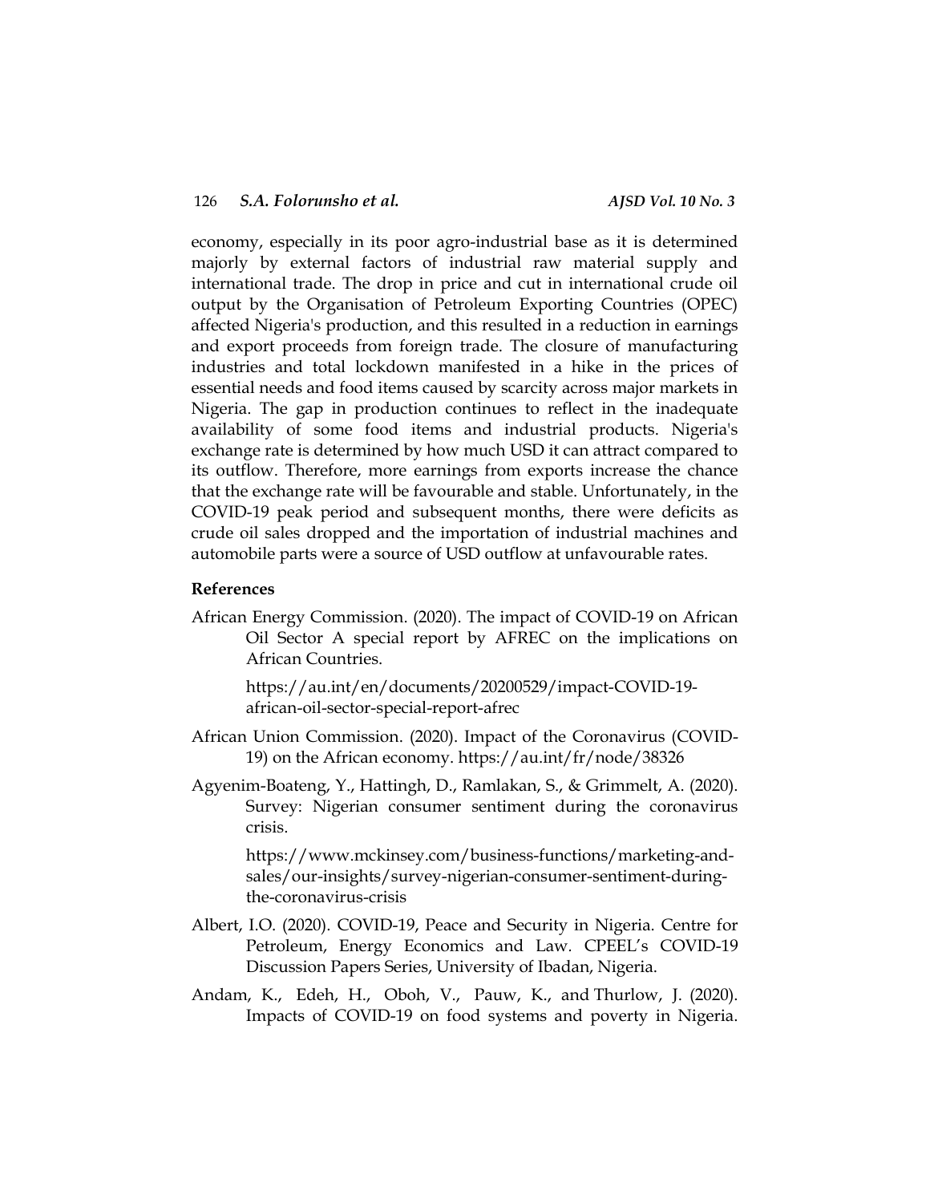economy, especially in its poor agro-industrial base as it is determined majorly by external factors of industrial raw material supply and international trade. The drop in price and cut in international crude oil output by the Organisation of Petroleum Exporting Countries (OPEC) affected Nigeria's production, and this resulted in a reduction in earnings and export proceeds from foreign trade. The closure of manufacturing industries and total lockdown manifested in a hike in the prices of essential needs and food items caused by scarcity across major markets in Nigeria. The gap in production continues to reflect in the inadequate availability of some food items and industrial products. Nigeria's exchange rate is determined by how much USD it can attract compared to its outflow. Therefore, more earnings from exports increase the chance that the exchange rate will be favourable and stable. Unfortunately, in the COVID-19 peak period and subsequent months, there were deficits as crude oil sales dropped and the importation of industrial machines and automobile parts were a source of USD outflow at unfavourable rates.

## References

African Energy Commission. (2020). The impact of COVID-19 on African Oil Sector A special report by AFREC on the implications on African Countries.

https://au.int/en/documents/20200529/impact-COVID-19-african-oil-sector-special-report-afrec

African Union Commission. (2020). Impact of the Coronavirus (COVID-19) on the African economy. https://au.int/fr/node/38326

Agyenim-Boateng, Y., Hattingh, D., Ramlakan, S., & Grimmelt, A. (2020). Survey: Nigerian consumer sentiment during the coronavirus crisis.

https://www.mckinsey.com/business-functions/marketing-and-sales/our-insights/survey-nigerian-consumer-sentiment-during-the-coronavirus-crisis

Albert, I.O. (2020). COVID-19, Peace and Security in Nigeria. Centre for Petroleum, Energy Economics and Law. CPEEL's COVID-19 Discussion Papers Series, University of Ibadan, Nigeria.

Andam, K., Edeh, H., Oboh, V., Pauw, K., and Thurlow, J. (2020). Impacts of COVID-19 on food systems and poverty in Nigeria.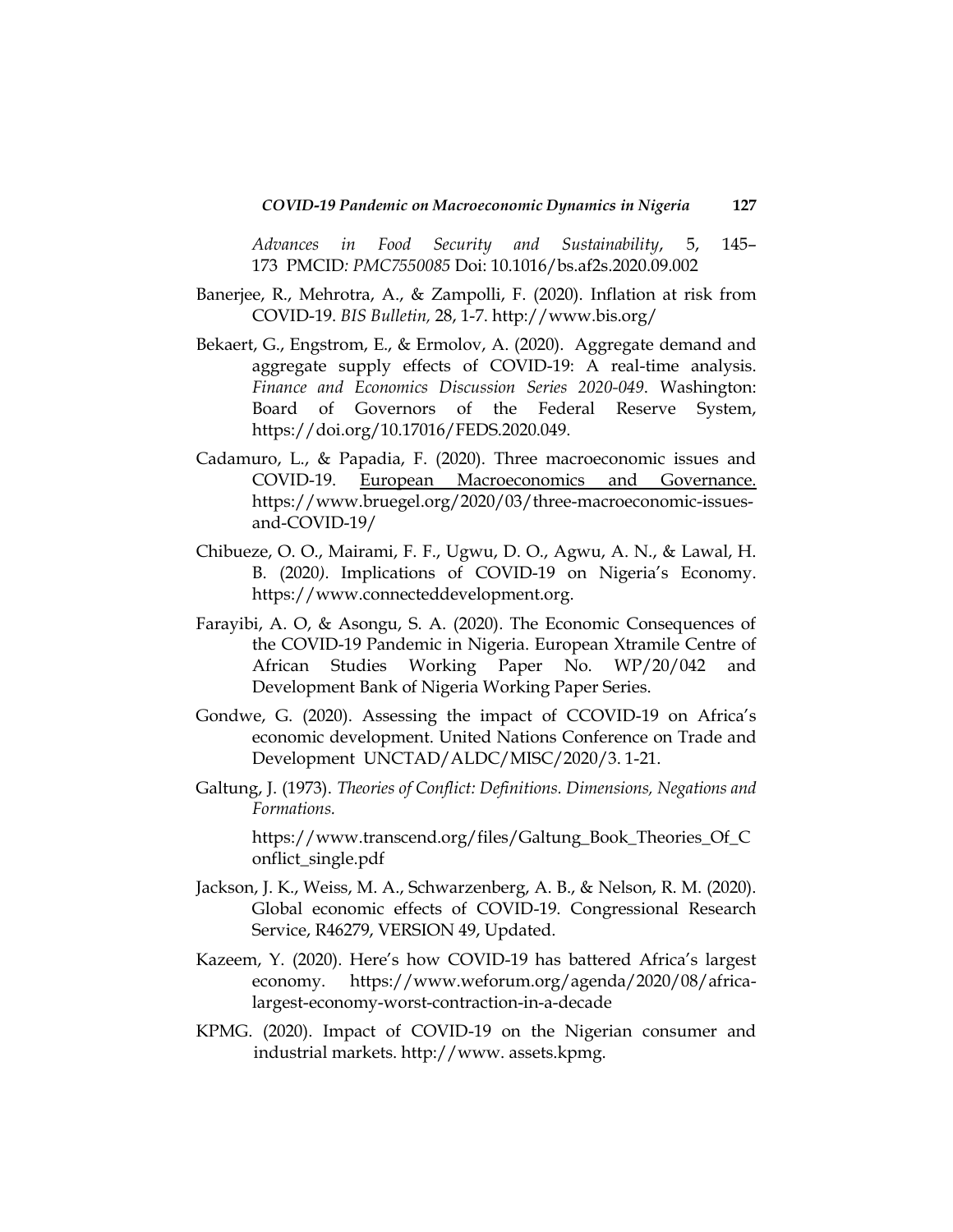*Advances in Food Security and Sustainability*, 5, 145–173 PMCID*: PMC7550085* Doi: 10.1016/bs.af2s.2020.09.002

Banerjee, R., Mehrotra, A., & Zampolli, F. (2020). Inflation at risk from COVID-19. *BIS Bulletin,* 28, 1-7. http://www.bis.org/

Bekaert, G., Engstrom, E., & Ermolov, A. (2020). Aggregate demand and aggregate supply effects of COVID-19: A real-time analysis. *Finance and Economics Discussion Series 2020-049*. Washington: Board of Governors of the Federal Reserve System, https://doi.org/10.17016/FEDS.2020.049.

Cadamuro, L., & Papadia, F. (2020). Three macroeconomic issues and COVID-19. European Macroeconomics and Governance. https://www.bruegel.org/2020/03/three-macroeconomic-issues-and-COVID-19/

Chibueze, O. O., Mairami, F. F., Ugwu, D. O., Agwu, A. N., & Lawal, H. B. (2020*)*. Implications of COVID-19 on Nigeria's Economy. https://www.connecteddevelopment.org.

Farayibi, A. O, & Asongu, S. A. (2020). The Economic Consequences of the COVID-19 Pandemic in Nigeria. European Xtramile Centre of African Studies Working Paper No. WP/20/042 and Development Bank of Nigeria Working Paper Series.

Gondwe, G. (2020). Assessing the impact of CCOVID-19 on Africa's economic development. United Nations Conference on Trade and Development UNCTAD/ALDC/MISC/2020/3. 1-21.

Galtung, J. (1973). *Theories of Conflict: Definitions. Dimensions, Negations and Formations.*

https://www.transcend.org/files/Galtung_Book_Theories_Of_Conflict_single.pdf

Jackson, J. K., Weiss, M. A., Schwarzenberg, A. B., & Nelson, R. M. (2020). Global economic effects of COVID-19. Congressional Research Service, R46279, VERSION 49, Updated.

Kazeem, Y. (2020). Here's how COVID-19 has battered Africa's largest economy. https://www.weforum.org/agenda/2020/08/africa-largest-economy-worst-contraction-in-a-decade

KPMG. (2020). Impact of COVID-19 on the Nigerian consumer and industrial markets. http://www. assets.kpmg.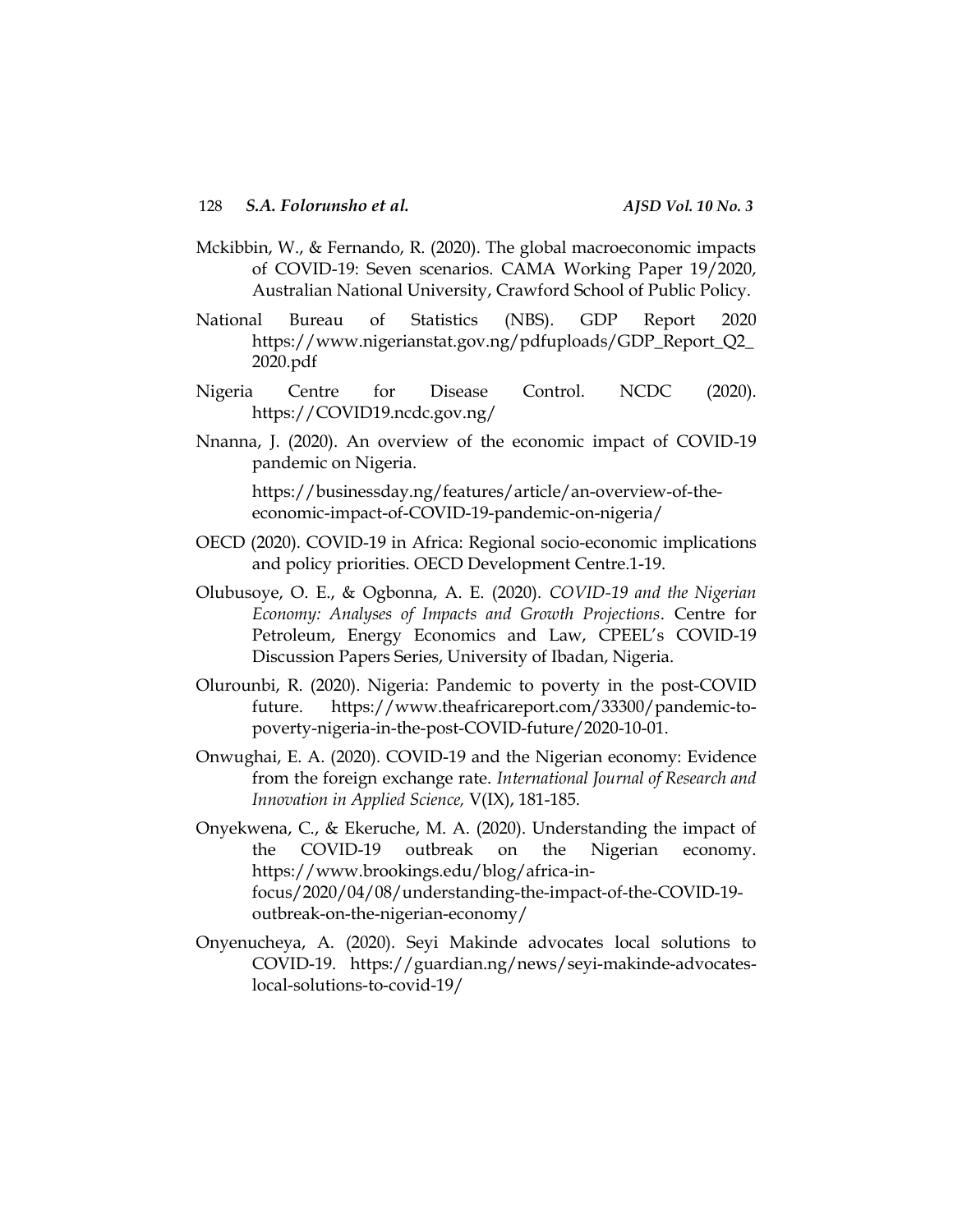Mckibbin, W., & Fernando, R. (2020). The global macroeconomic impacts of COVID-19: Seven scenarios. CAMA Working Paper 19/2020, Australian National University, Crawford School of Public Policy.

National Bureau of Statistics (NBS). GDP Report 2020 https://www.nigerianstat.gov.ng/pdfuploads/GDP_Report_Q2_2020.pdf

Nigeria Centre for Disease Control. NCDC (2020). https://COVID19.ncdc.gov.ng/

Nnanna, J. (2020). An overview of the economic impact of COVID-19 pandemic on Nigeria.

https://businessday.ng/features/article/an-overview-of-the-economic-impact-of-COVID-19-pandemic-on-nigeria/

OECD (2020). COVID-19 in Africa: Regional socio-economic implications and policy priorities. OECD Development Centre.1-19.

Olubusoye, O. E., & Ogbonna, A. E. (2020). *COVID-19 and the Nigerian Economy: Analyses of Impacts and Growth Projections*. Centre for Petroleum, Energy Economics and Law, CPEEL's COVID-19 Discussion Papers Series, University of Ibadan, Nigeria.

Olurounbi, R. (2020). Nigeria: Pandemic to poverty in the post-COVID future. https://www.theafricareport.com/33300/pandemic-to-poverty-nigeria-in-the-post-COVID-future/2020-10-01.

Onwughai, E. A. (2020). COVID-19 and the Nigerian economy: Evidence from the foreign exchange rate. *International Journal of Research and Innovation in Applied Science,* V(IX), 181-185.

Onyekwena, C., & Ekeruche, M. A. (2020). Understanding the impact of the COVID-19 outbreak on the Nigerian economy. https://www.brookings.edu/blog/africa-in-focus/2020/04/08/understanding-the-impact-of-the-COVID-19-outbreak-on-the-nigerian-economy/

Onyenucheya, A. (2020). Seyi Makinde advocates local solutions to COVID-19. https://guardian.ng/news/seyi-makinde-advocates-local-solutions-to-covid-19/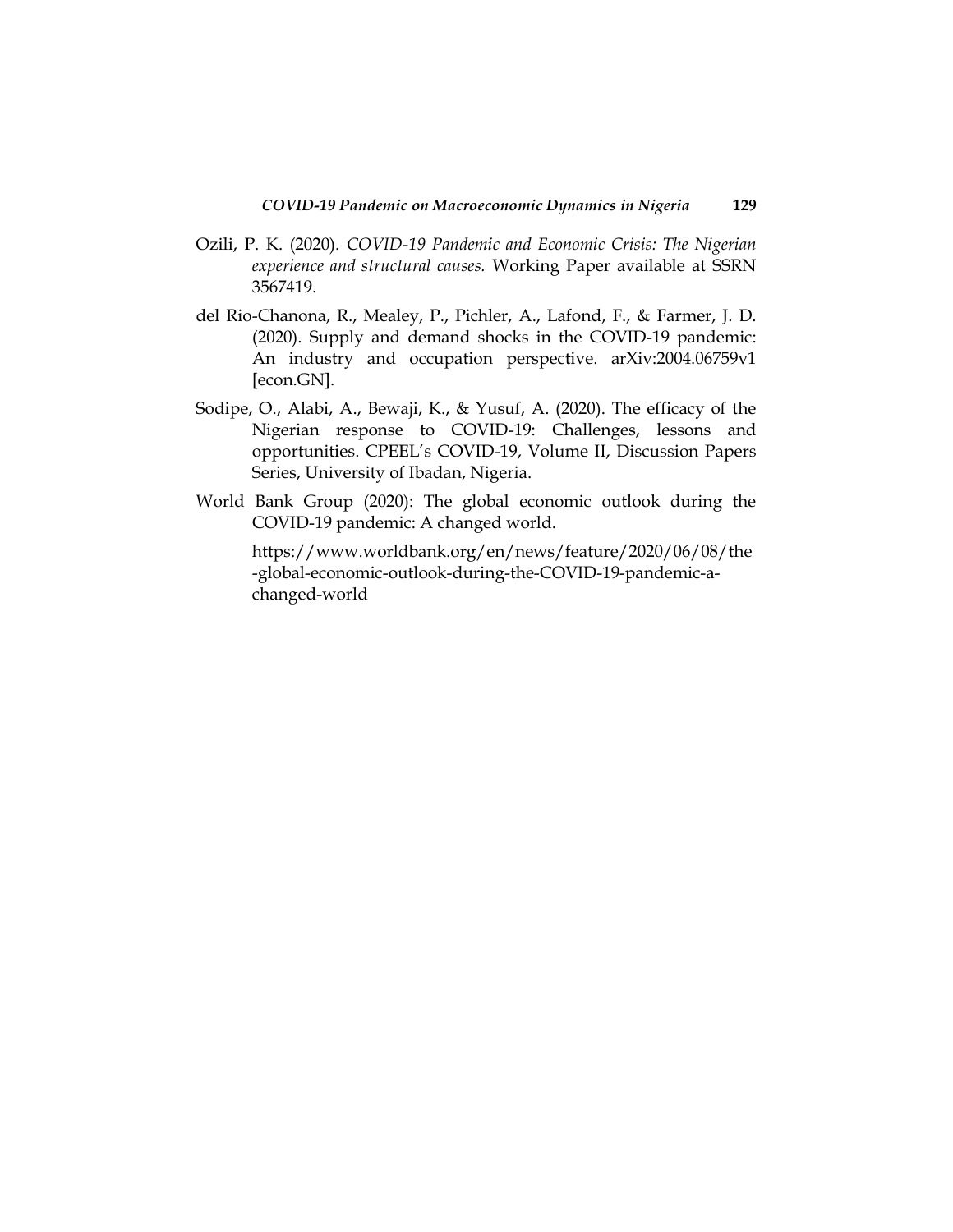Ozili, P. K. (2020). *COVID-19 Pandemic and Economic Crisis: The Nigerian experience and structural causes.* Working Paper available at SSRN 3567419.

del Rio-Chanona, R., Mealey, P., Pichler, A., Lafond, F., & Farmer, J. D. (2020). Supply and demand shocks in the COVID-19 pandemic: An industry and occupation perspective. arXiv:2004.06759v1 [econ.GN].

Sodipe, O., Alabi, A., Bewaji, K., & Yusuf, A. (2020). The efficacy of the Nigerian response to COVID-19: Challenges, lessons and opportunities. CPEEL's COVID-19, Volume II, Discussion Papers Series, University of Ibadan, Nigeria.

World Bank Group (2020): The global economic outlook during the COVID-19 pandemic: A changed world.

https://www.worldbank.org/en/news/feature/2020/06/08/the-global-economic-outlook-during-the-COVID-19-pandemic-a-changed-world